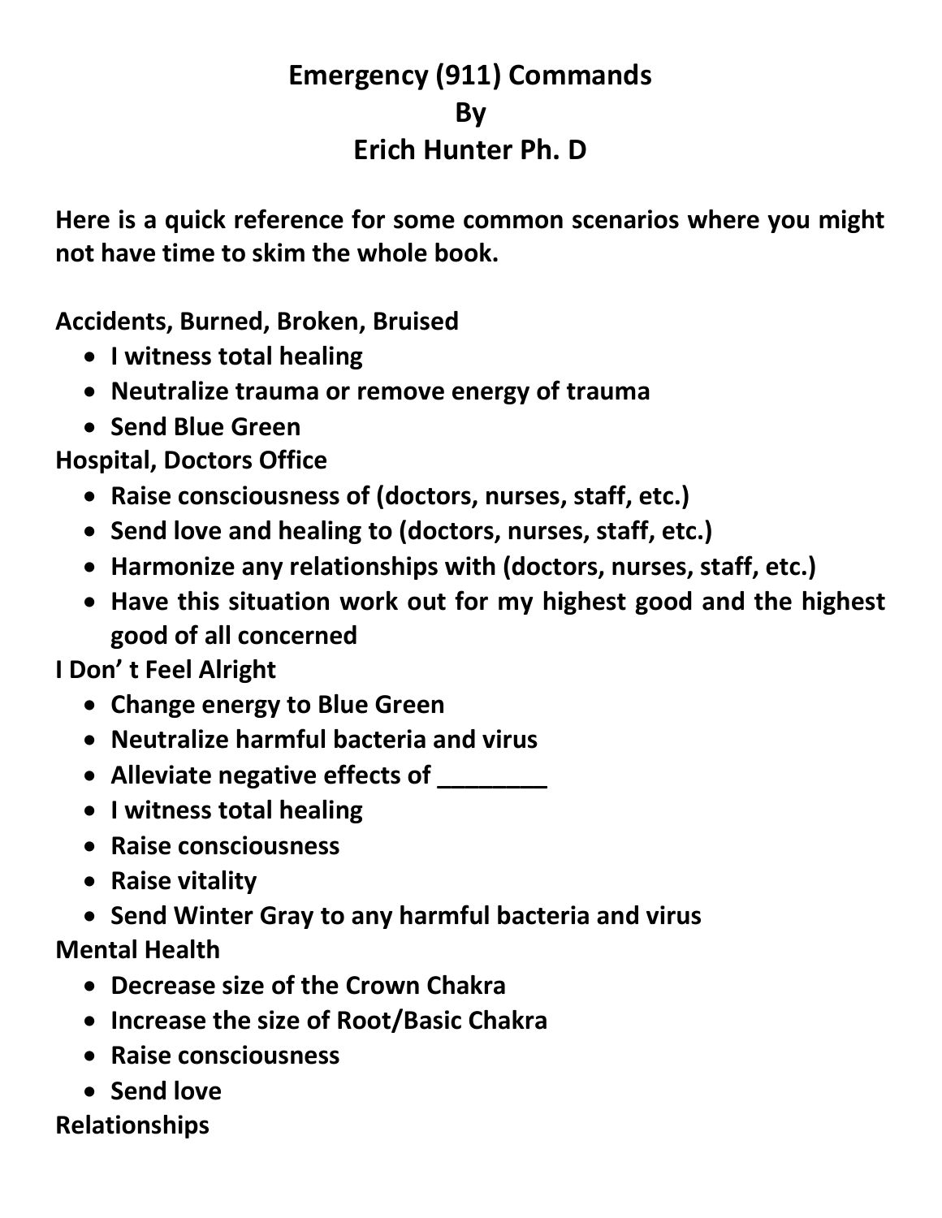# Emergency (911) Commands
## By
## Erich Hunter Ph. D

**Here is a quick reference for some common scenarios where you might not have time to skim the whole book.**

**Accidents, Burned, Broken, Bruised**

- **I witness total healing**
- **Neutralize trauma or remove energy of trauma**
- **Send Blue Green**

**Hospital, Doctors Office**

- **Raise consciousness of (doctors, nurses, staff, etc.)**
- **Send love and healing to (doctors, nurses, staff, etc.)**
- **Harmonize any relationships with (doctors, nurses, staff, etc.)**
- **Have this situation work out for my highest good and the highest good of all concerned**

**I Don' t Feel Alright**

- **Change energy to Blue Green**
- **Neutralize harmful bacteria and virus**
- **Alleviate negative effects of ________**
- **I witness total healing**
- **Raise consciousness**
- **Raise vitality**
- **Send Winter Gray to any harmful bacteria and virus**

**Mental Health**

- **Decrease size of the Crown Chakra**
- **Increase the size of Root/Basic Chakra**
- **Raise consciousness**
- **Send love**

**Relationships**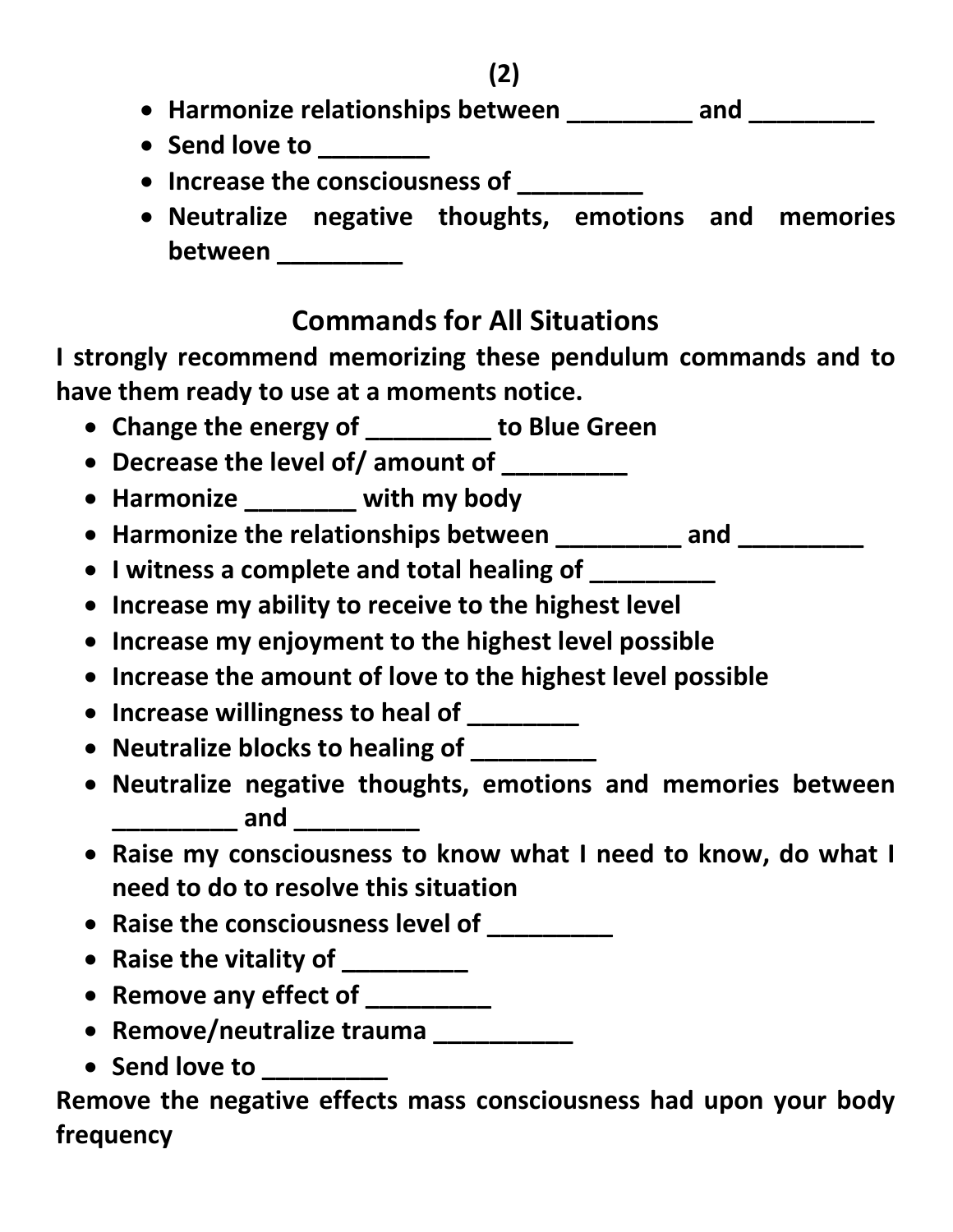- **Harmonize relationships between _________ and _________**
- **Send love to ________**
- **Increase the consciousness of _________**
- **Neutralize negative thoughts, emotions and memories between _________**

## Commands for All Situations

**I strongly recommend memorizing these pendulum commands and to have them ready to use at a moments notice.**

- **Change the energy of _________ to Blue Green**
- **Decrease the level of/ amount of _________**
- **Harmonize ________ with my body**
- **Harmonize the relationships between _________ and _________**
- **I witness a complete and total healing of _________**
- **Increase my ability to receive to the highest level**
- **Increase my enjoyment to the highest level possible**
- **Increase the amount of love to the highest level possible**
- **Increase willingness to heal of ________**
- **Neutralize blocks to healing of _________**
- **Neutralize negative thoughts, emotions and memories between _________ and _________**
- **Raise my consciousness to know what I need to know, do what I need to do to resolve this situation**
- **Raise the consciousness level of _________**
- **Raise the vitality of _________**
- **Remove any effect of _________**
- **Remove/neutralize trauma __________**
- **Send love to _________**

**Remove the negative effects mass consciousness had upon your body frequency**